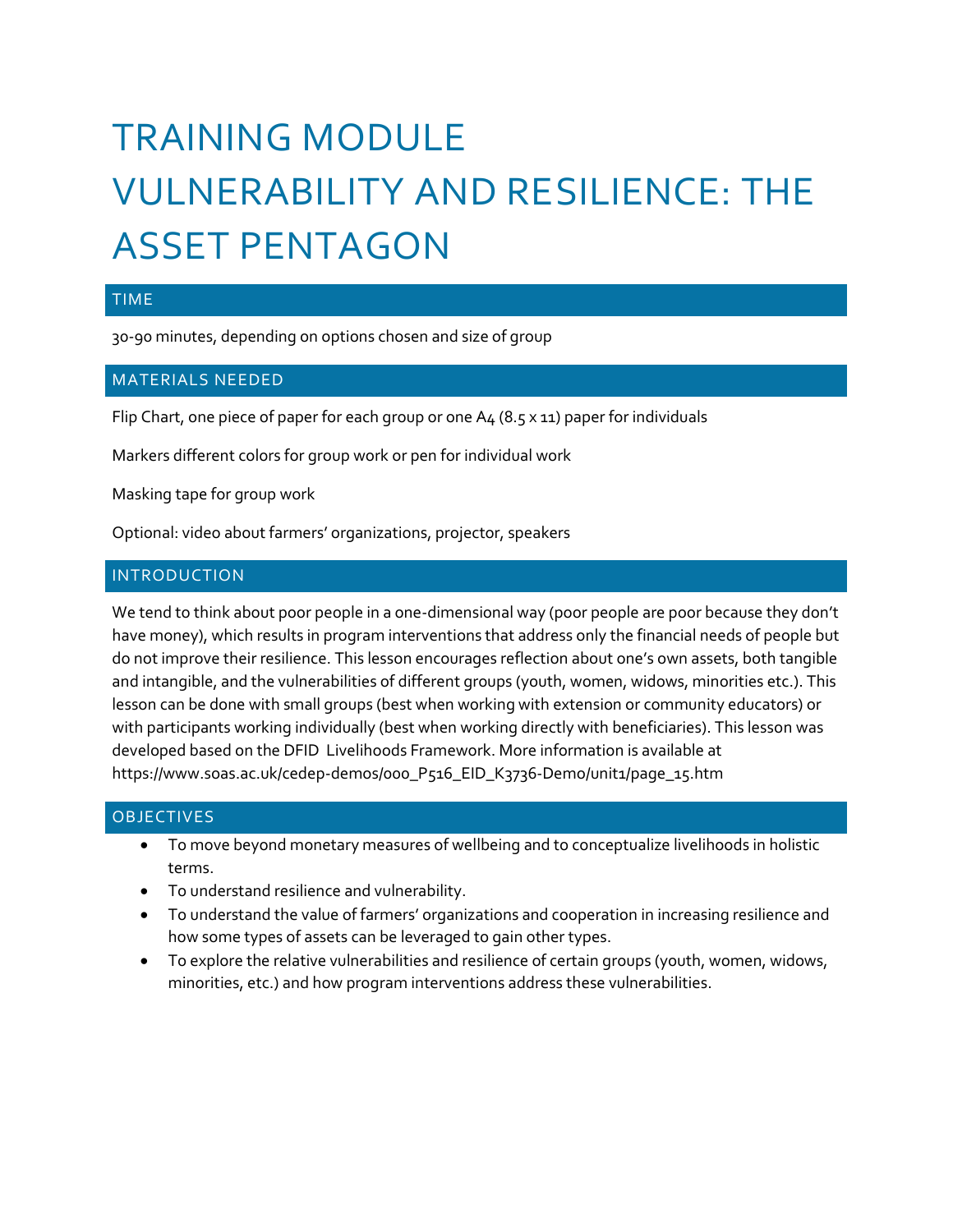# TRAINING MODULE VULNERABILITY AND RESILIENCE: THE ASSET PENTAGON

## TIME

30-90 minutes, depending on options chosen and size of group

## MATERIALS NEEDED

Flip Chart, one piece of paper for each group or one A4 (8.5 x 11) paper for individuals

Markers different colors for group work or pen for individual work

Masking tape for group work

Optional: video about farmers' organizations, projector, speakers

## INTRODUCTION

We tend to think about poor people in a one-dimensional way (poor people are poor because they don't have money), which results in program interventions that address only the financial needs of people but do not improve their resilience. This lesson encourages reflection about one's own assets, both tangible and intangible, and the vulnerabilities of different groups (youth, women, widows, minorities etc.). This lesson can be done with small groups (best when working with extension or community educators) or with participants working individually (best when working directly with beneficiaries). This lesson was developed based on the DFID Livelihoods Framework. More information is available at https://www.soas.ac.uk/cedep-demos/000_P516_EID_K3736-Demo/unit1/page_15.htm

## OBJECTIVES

- To move beyond monetary measures of wellbeing and to conceptualize livelihoods in holistic terms.
- To understand resilience and vulnerability.
- To understand the value of farmers' organizations and cooperation in increasing resilience and how some types of assets can be leveraged to gain other types.
- To explore the relative vulnerabilities and resilience of certain groups (youth, women, widows, minorities, etc.) and how program interventions address these vulnerabilities.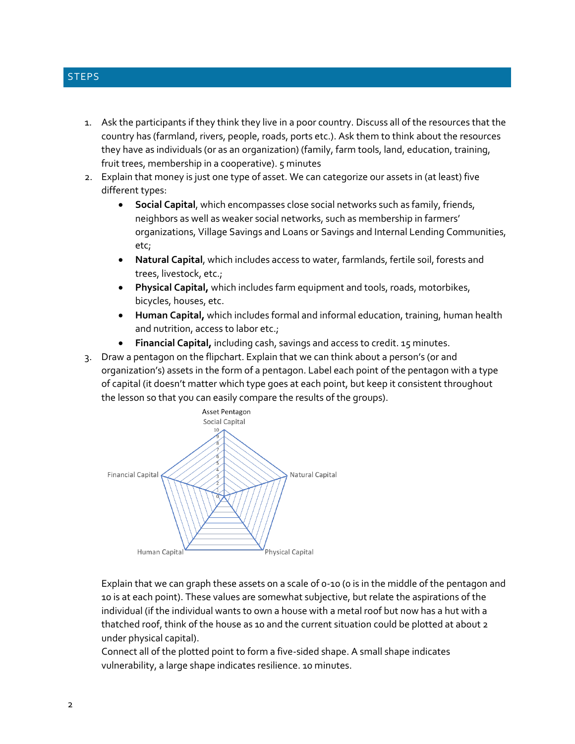## STEPS

1. Ask the participants if they think they live in a poor country. Discuss all of the resources that the country has (farmland, rivers, people, roads, ports etc.). Ask them to think about the resources they have as individuals (or as an organization) (family, farm tools, land, education, training, fruit trees, membership in a cooperative). 5 minutes
2. Explain that money is just one type of asset. We can categorize our assets in (at least) five different types:
   - **Social Capital**, which encompasses close social networks such as family, friends, neighbors as well as weaker social networks, such as membership in farmers' organizations, Village Savings and Loans or Savings and Internal Lending Communities, etc;
   - **Natural Capital**, which includes access to water, farmlands, fertile soil, forests and trees, livestock, etc.;
   - **Physical Capital,** which includes farm equipment and tools, roads, motorbikes, bicycles, houses, etc.
   - **Human Capital,** which includes formal and informal education, training, human health and nutrition, access to labor etc.;
   - **Financial Capital,** including cash, savings and access to credit. 15 minutes.
3. Draw a pentagon on the flipchart. Explain that we can think about a person's (or and organization's) assets in the form of a pentagon. Label each point of the pentagon with a type of capital (it doesn't matter which type goes at each point, but keep it consistent throughout the lesson so that you can easily compare the results of the groups).

   Asset Pentagon

   Social Capital

   Financial Capital Natural Capital

   Human Capital Physical Capital

   Explain that we can graph these assets on a scale of 0-10 (0 is in the middle of the pentagon and 10 is at each point). These values are somewhat subjective, but relate the aspirations of the individual (if the individual wants to own a house with a metal roof but now has a hut with a thatched roof, think of the house as 10 and the current situation could be plotted at about 2 under physical capital).
   Connect all of the plotted point to form a five-sided shape. A small shape indicates vulnerability, a large shape indicates resilience. 10 minutes.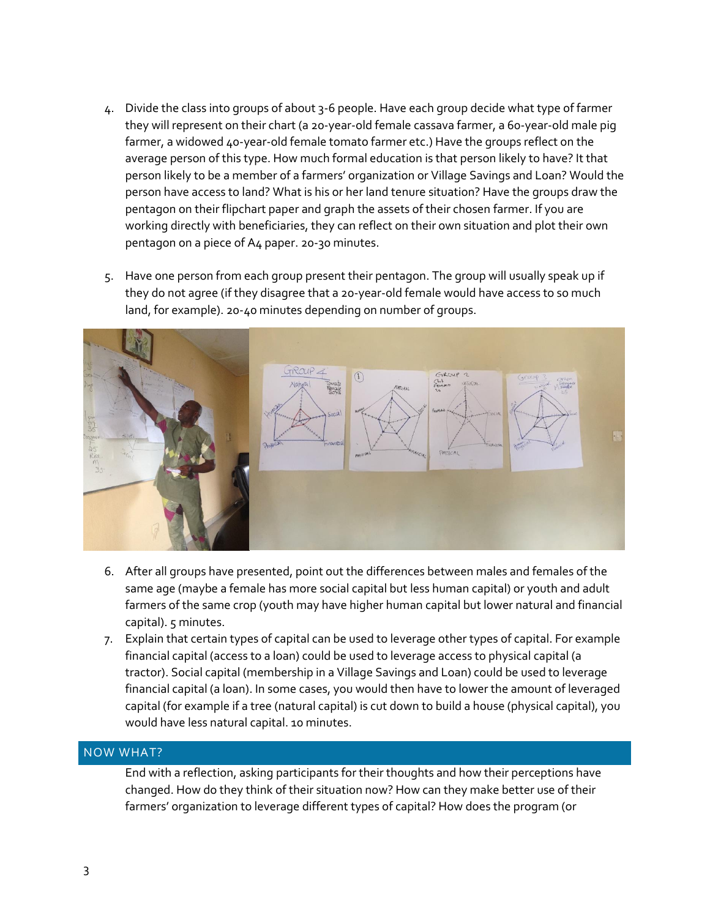4. Divide the class into groups of about 3-6 people. Have each group decide what type of farmer they will represent on their chart (a 20-year-old female cassava farmer, a 60-year-old male pig farmer, a widowed 40-year-old female tomato farmer etc.) Have the groups reflect on the average person of this type. How much formal education is that person likely to have? It that person likely to be a member of a farmers' organization or Village Savings and Loan? Would the person have access to land? What is his or her land tenure situation? Have the groups draw the pentagon on their flipchart paper and graph the assets of their chosen farmer. If you are working directly with beneficiaries, they can reflect on their own situation and plot their own pentagon on a piece of A4 paper. 20-30 minutes.

5. Have one person from each group present their pentagon. The group will usually speak up if they do not agree (if they disagree that a 20-year-old female would have access to so much land, for example). 20-40 minutes depending on number of groups.

6. After all groups have presented, point out the differences between males and females of the same age (maybe a female has more social capital but less human capital) or youth and adult farmers of the same crop (youth may have higher human capital but lower natural and financial capital). 5 minutes.

7. Explain that certain types of capital can be used to leverage other types of capital. For example financial capital (access to a loan) could be used to leverage access to physical capital (a tractor). Social capital (membership in a Village Savings and Loan) could be used to leverage financial capital (a loan). In some cases, you would then have to lower the amount of leveraged capital (for example if a tree (natural capital) is cut down to build a house (physical capital), you would have less natural capital. 10 minutes.

## NOW WHAT?

End with a reflection, asking participants for their thoughts and how their perceptions have changed. How do they think of their situation now? How can they make better use of their farmers' organization to leverage different types of capital? How does the program (or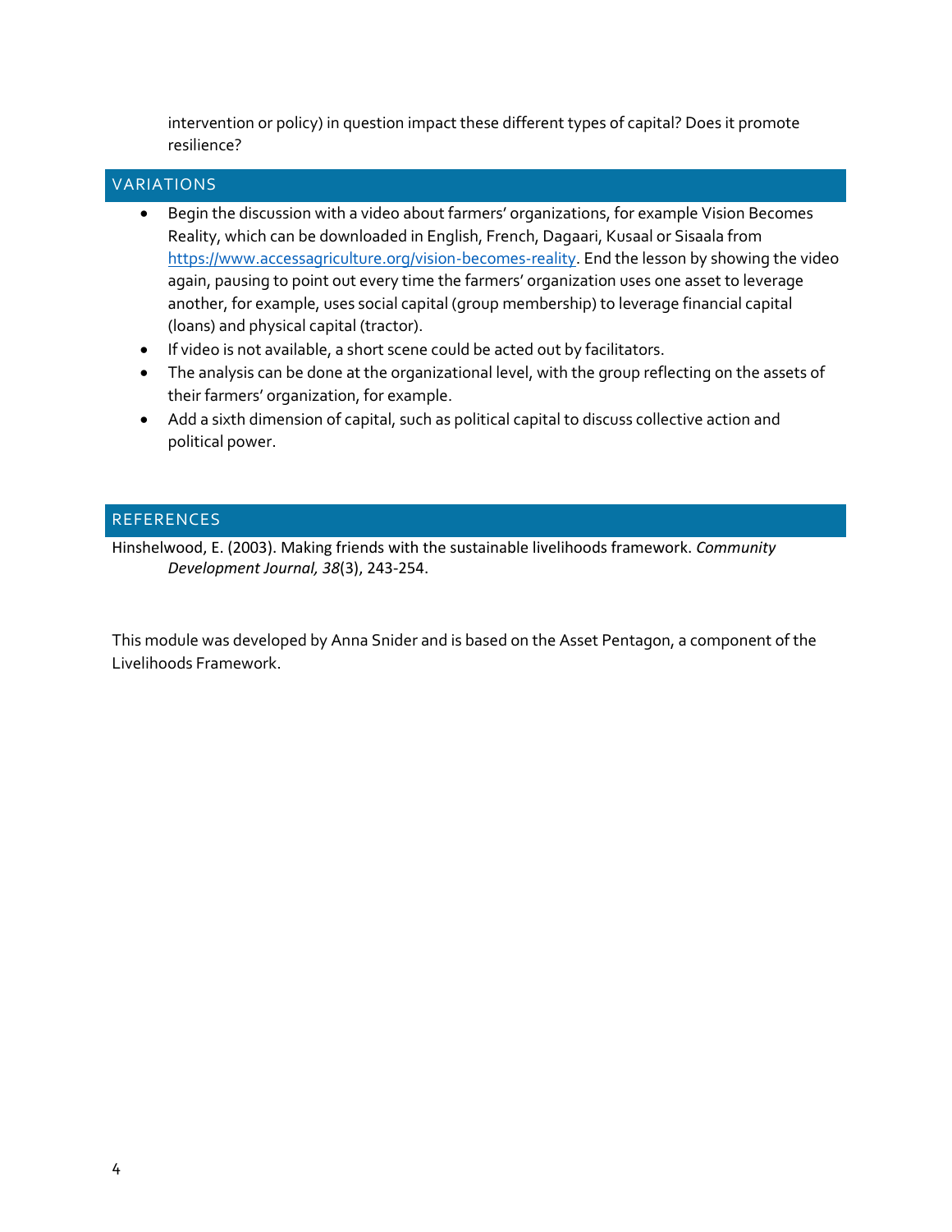intervention or policy) in question impact these different types of capital? Does it promote resilience?

## VARIATIONS

- Begin the discussion with a video about farmers' organizations, for example Vision Becomes Reality, which can be downloaded in English, French, Dagaari, Kusaal or Sisaala from https://www.accessagriculture.org/vision-becomes-reality. End the lesson by showing the video again, pausing to point out every time the farmers' organization uses one asset to leverage another, for example, uses social capital (group membership) to leverage financial capital (loans) and physical capital (tractor).
- If video is not available, a short scene could be acted out by facilitators.
- The analysis can be done at the organizational level, with the group reflecting on the assets of their farmers' organization, for example.
- Add a sixth dimension of capital, such as political capital to discuss collective action and political power.

## REFERENCES

Hinshelwood, E. (2003). Making friends with the sustainable livelihoods framework. *Community Development Journal, 38*(3), 243-254.

This module was developed by Anna Snider and is based on the Asset Pentagon, a component of the Livelihoods Framework.